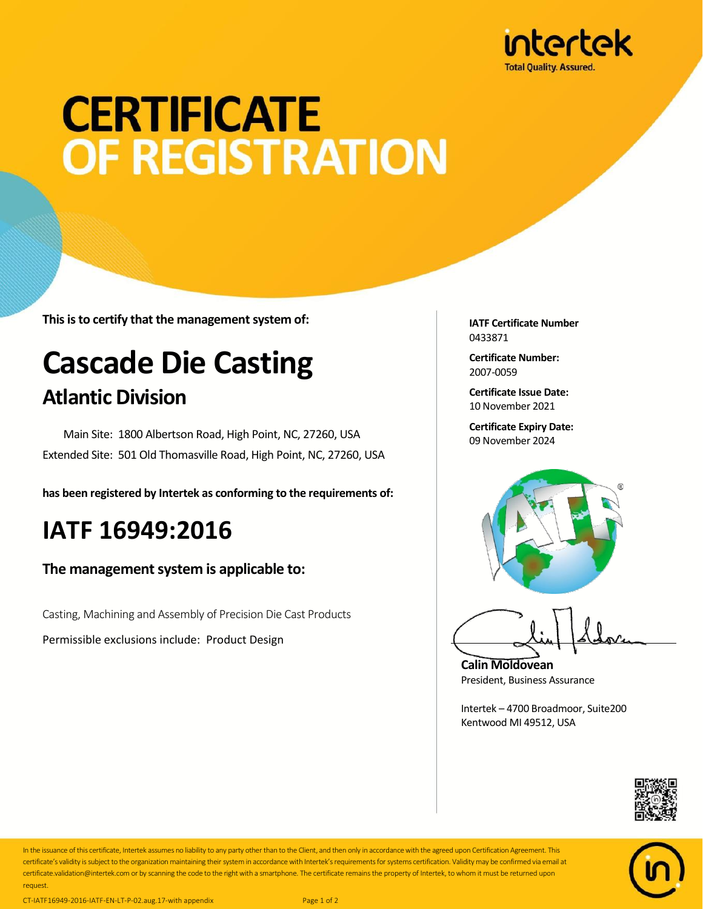intertek
Total Quality. Assured.

# CERTIFICATE OF REGISTRATION

**This is to certify that the management system of:**

# Cascade Die Casting

## Atlantic Division

Main Site: 1800 Albertson Road, High Point, NC, 27260, USA
Extended Site: 501 Old Thomasville Road, High Point, NC, 27260, USA

**has been registered by Intertek as conforming to the requirements of:**

# IATF 16949:2016

### The management system is applicable to:

Casting, Machining and Assembly of Precision Die Cast Products

Permissible exclusions include: Product Design

**IATF Certificate Number**
0433871

**Certificate Number:**
2007-0059

**Certificate Issue Date:**
10 November 2021

**Certificate Expiry Date:**
09 November 2024

**Calin Moldovean**
President, Business Assurance

Intertek – 4700 Broadmoor, Suite200
Kentwood MI 49512, USA

In the issuance of this certificate, Intertek assumes no liability to any party other than to the Client, and then only in accordance with the agreed upon Certification Agreement. This certificate's validity is subject to the organization maintaining their system in accordance with Intertek's requirements for systems certification. Validity may be confirmed via email at certificate.validation@intertek.com or by scanning the code to the right with a smartphone. The certificate remains the property of Intertek, to whom it must be returned upon request.

CT-IATF16949-2016-IATF-EN-LT-P-02.aug.17-with appendix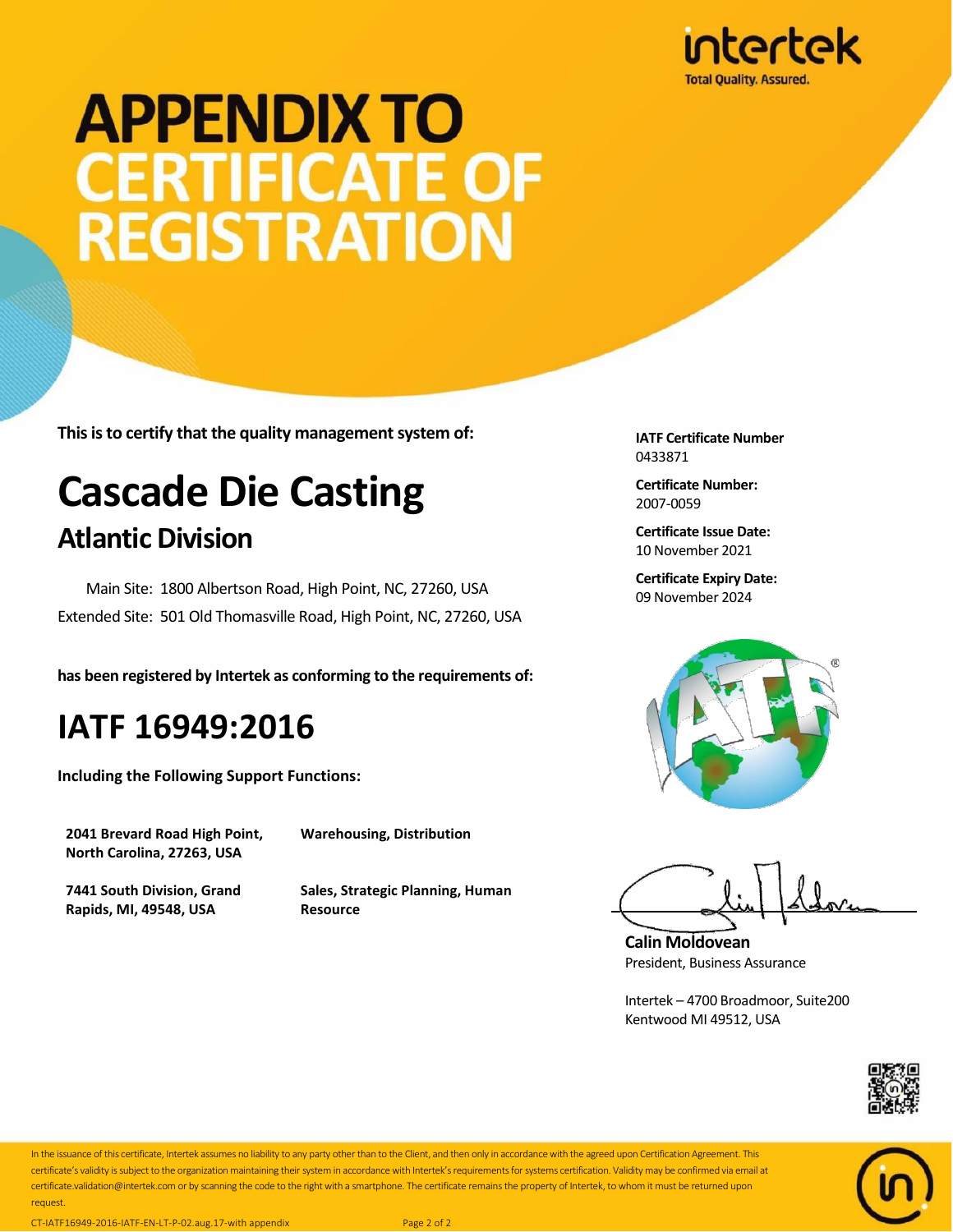intertek
Total Quality. Assured.

# APPENDIX TO CERTIFICATE OF REGISTRATION

**This is to certify that the quality management system of:**

# Cascade Die Casting

## Atlantic Division

Main Site: 1800 Albertson Road, High Point, NC, 27260, USA
Extended Site: 501 Old Thomasville Road, High Point, NC, 27260, USA

**has been registered by Intertek as conforming to the requirements of:**

# IATF 16949:2016

**Including the Following Support Functions:**

| | |
|---|---|
| **2041 Brevard Road High Point, North Carolina, 27263, USA** | **Warehousing, Distribution** |
| **7441 South Division, Grand Rapids, MI, 49548, USA** | **Sales, Strategic Planning, Human Resource** |

**IATF Certificate Number**
0433871

**Certificate Number:**
2007-0059

**Certificate Issue Date:**
10 November 2021

**Certificate Expiry Date:**
09 November 2024

**Calin Moldovean**
President, Business Assurance

Intertek – 4700 Broadmoor, Suite200
Kentwood MI 49512, USA

In the issuance of this certificate, Intertek assumes no liability to any party other than to the Client, and then only in accordance with the agreed upon Certification Agreement. This certificate's validity is subject to the organization maintaining their system in accordance with Intertek's requirements for systems certification. Validity may be confirmed via email at certificate.validation@intertek.com or by scanning the code to the right with a smartphone. The certificate remains the property of Intertek, to whom it must be returned upon request.

CT-IATF16949-2016-IATF-EN-LT-P-02.aug.17-with appendix